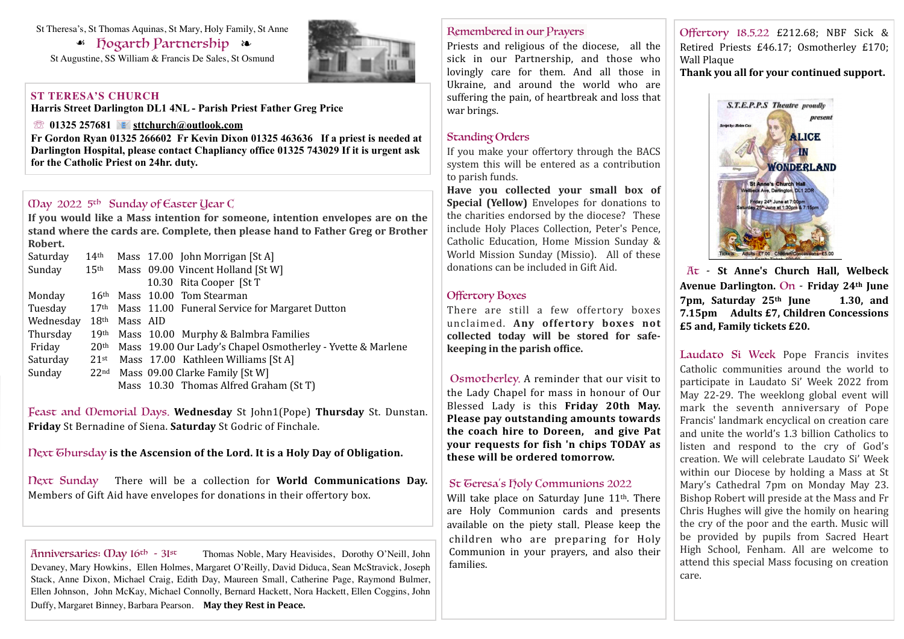St Theresa's, St Thomas Aquinas, St Mary, Holy Family, St Anne

# ☙ Hogarth Partnership ❧

St Augustine, SS William & Francis De Sales, St Osmund

## ST TERESA'S CHURCH

**Harris Street Darlington DL1 4NL - Parish Priest Father Greg Price**

**01325 257681** **sttchurch@outlook.com**

**Fr Gordon Ryan 01325 266602 Fr Kevin Dixon 01325 463636 If a priest is needed at Darlington Hospital, please contact Chapliancy office 01325 743029 If it is urgent ask for the Catholic Priest on 24hr. duty.**

## May 2022 5th Sunday of Easter Year C

**If you would like a Mass intention for someone, intention envelopes are on the stand where the cards are. Complete, then please hand to Father Greg or Brother Robert.**

| | | | |
|---|---|---|---|
| Saturday | 14th | Mass | 17.00 John Morrigan [St A] |
| Sunday | 15th | Mass | 09.00 Vincent Holland [St W] |
| | | | 10.30 Rita Cooper [St T |
| Monday | 16th | Mass | 10.00 Tom Stearman |
| Tuesday | 17th | Mass | 11.00 Funeral Service for Margaret Dutton |
| Wednesday | 18th | Mass | AID |
| Thursday | 19th | Mass | 10.00 Murphy & Balmbra Families |
| Friday | 20th | Mass | 19.00 Our Lady's Chapel Osmotherley - Yvette & Marlene |
| Saturday | 21st | Mass | 17.00 Kathleen Williams [St A] |
| Sunday | 22nd | Mass | 09.00 Clarke Family [St W] |
| | | Mass | 10.30 Thomas Alfred Graham (St T) |

**Feast and Memorial Days.** **Wednesday** St John1(Pope) **Thursday** St. Dunstan. **Friday** St Bernadine of Siena. **Saturday** St Godric of Finchale.

**Next Thursday is the Ascension of the Lord. It is a Holy Day of Obligation.**

**Next Sunday** There will be a collection for **World Communications Day.** Members of Gift Aid have envelopes for donations in their offertory box.

**Anniversaries: May 16th - 31st** Thomas Noble, Mary Heavisides, Dorothy O'Neill, John Devaney, Mary Howkins, Ellen Holmes, Margaret O'Reilly, David Diduca, Sean McStravick, Joseph Stack, Anne Dixon, Michael Craig, Edith Day, Maureen Small, Catherine Page, Raymond Bulmer, Ellen Johnson, John McKay, Michael Connolly, Bernard Hackett, Nora Hackett, Ellen Coggins, John Duffy, Margaret Binney, Barbara Pearson. **May they Rest in Peace.**

## Remembered in our Prayers

Priests and religious of the diocese, all the sick in our Partnership, and those who lovingly care for them. And all those in Ukraine, and around the world who are suffering the pain, of heartbreak and loss that war brings.

## Standing Orders

If you make your offertory through the BACS system this will be entered as a contribution to parish funds.

**Have you collected your small box of Special (Yellow)** Envelopes for donations to the charities endorsed by the diocese? These include Holy Places Collection, Peter's Pence, Catholic Education, Home Mission Sunday & World Mission Sunday (Missio). All of these donations can be included in Gift Aid.

## Offertory Boxes

There are still a few offertory boxes unclaimed. **Any offertory boxes not collected today will be stored for safe-keeping in the parish office.**

**Osmotherley.** A reminder that our visit to the Lady Chapel for mass in honour of Our Blessed Lady is this **Friday 20th May. Please pay outstanding amounts towards the coach hire to Doreen, and give Pat your requests for fish 'n chips TODAY as these will be ordered tomorrow.**

## St Teresa's Holy Communions 2022

Will take place on Saturday June 11th. There are Holy Communion cards and presents available on the piety stall. Please keep the children who are preparing for Holy Communion in your prayers, and also their families.

**Offertory 18.5.22** £212.68; NBF Sick & Retired Priests £46.17; Osmotherley £170; Wall Plaque

**Thank you all for your continued support.**

**At - St Anne's Church Hall, Welbeck Avenue Darlington. On - Friday 24th June 7pm, Saturday 25th June 1.30, and 7.15pm Adults £7, Children Concessions £5 and, Family tickets £20.**

**Laudato Si Week** Pope Francis invites Catholic communities around the world to participate in Laudato Si' Week 2022 from May 22-29. The weeklong global event will mark the seventh anniversary of Pope Francis' landmark encyclical on creation care and unite the world's 1.3 billion Catholics to listen and respond to the cry of God's creation. We will celebrate Laudato Si' Week within our Diocese by holding a Mass at St Mary's Cathedral 7pm on Monday May 23. Bishop Robert will preside at the Mass and Fr Chris Hughes will give the homily on hearing the cry of the poor and the earth. Music will be provided by pupils from Sacred Heart High School, Fenham. All are welcome to attend this special Mass focusing on creation care.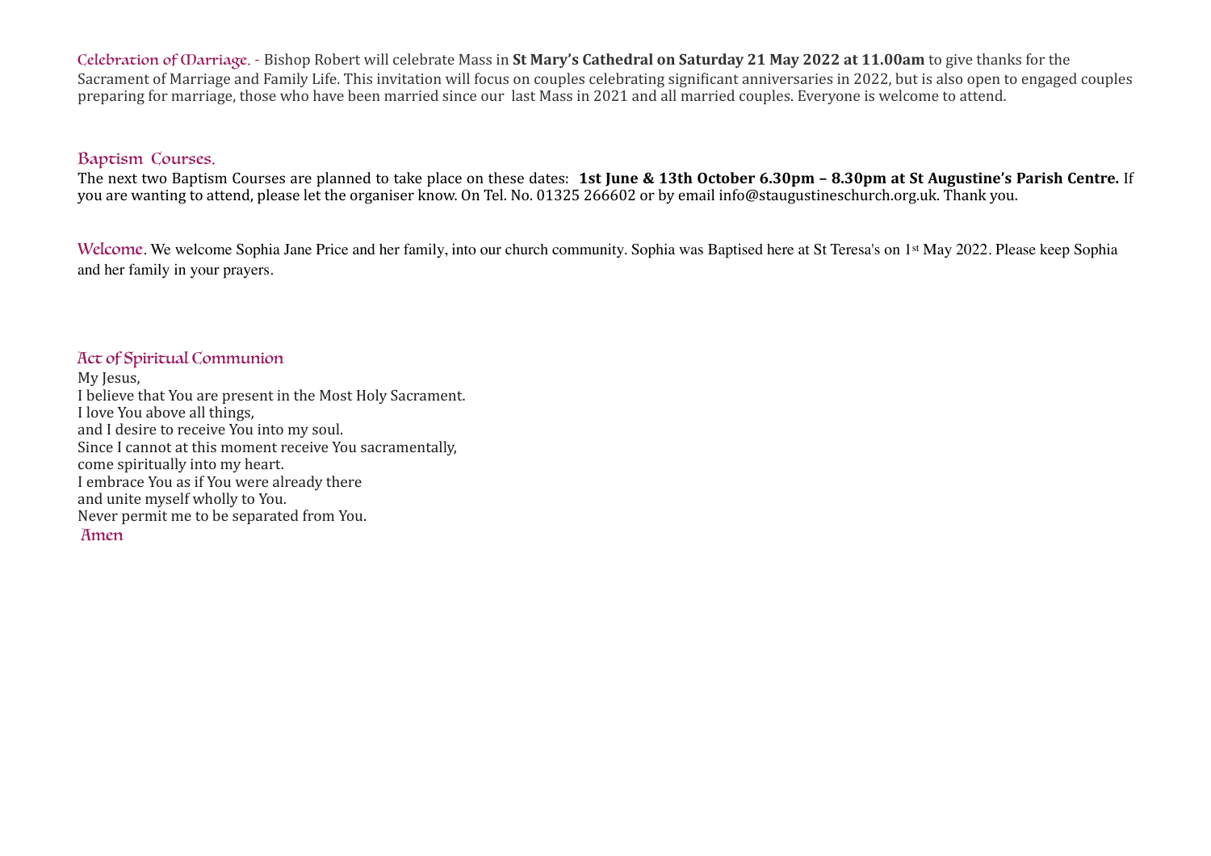**Celebration of Marriage.** - Bishop Robert will celebrate Mass in **St Mary's Cathedral on Saturday 21 May 2022 at 11.00am** to give thanks for the Sacrament of Marriage and Family Life. This invitation will focus on couples celebrating significant anniversaries in 2022, but is also open to engaged couples preparing for marriage, those who have been married since our last Mass in 2021 and all married couples. Everyone is welcome to attend.

## Baptism Courses.

The next two Baptism Courses are planned to take place on these dates: **1st June & 13th October 6.30pm – 8.30pm at St Augustine's Parish Centre.** If you are wanting to attend, please let the organiser know. On Tel. No. 01325 266602 or by email info@staugustineschurch.org.uk. Thank you.

**Welcome**. We welcome Sophia Jane Price and her family, into our church community. Sophia was Baptised here at St Teresa's on 1st May 2022. Please keep Sophia and her family in your prayers.

## Act of Spiritual Communion

My Jesus,
I believe that You are present in the Most Holy Sacrament.
I love You above all things,
and I desire to receive You into my soul.
Since I cannot at this moment receive You sacramentally,
come spiritually into my heart.
I embrace You as if You were already there
and unite myself wholly to You.
Never permit me to be separated from You.
Amen